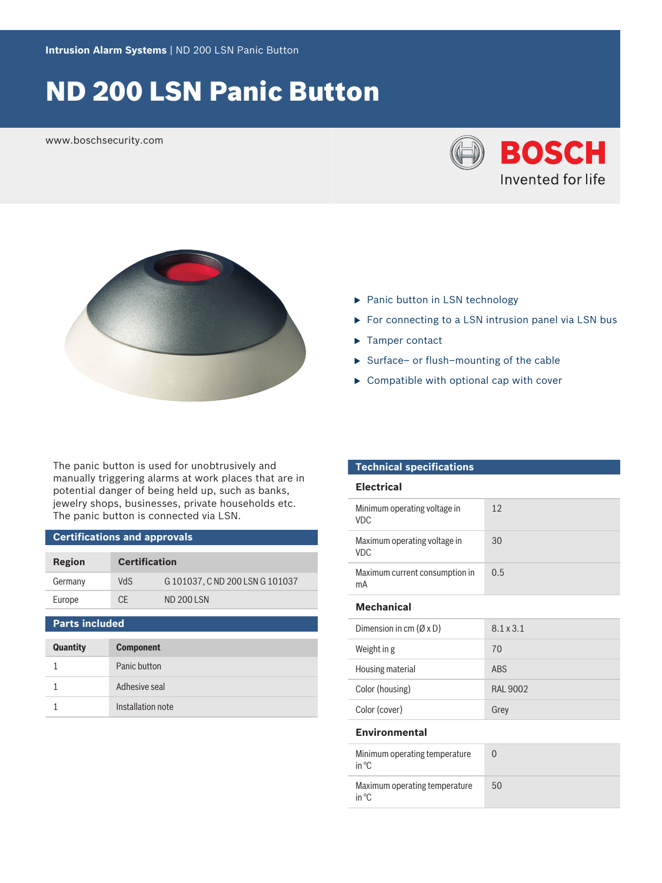**Intrusion Alarm Systems** | ND 200 LSN Panic Button

# ND 200 LSN Panic Button

www.boschsecurity.com

- Panic button in LSN technology
- For connecting to a LSN intrusion panel via LSN bus
- Tamper contact
- Surface– or flush–mounting of the cable
- Compatible with optional cap with cover

The panic button is used for unobtrusively and manually triggering alarms at work places that are in potential danger of being held up, such as banks, jewelry shops, businesses, private households etc. The panic button is connected via LSN.

## Certifications and approvals

| Region | Certification | |
|---|---|---|
| Germany | VdS | G 101037, C ND 200 LSN G 101037 |
| Europe | CE | ND 200 LSN |

## Parts included

| Quantity | Component |
|---|---|
| 1 | Panic button |
| 1 | Adhesive seal |
| 1 | Installation note |

## Technical specifications

### Electrical

| | |
|---|---|
| Minimum operating voltage in VDC | 12 |
| Maximum operating voltage in VDC | 30 |
| Maximum current consumption in mA | 0.5 |

### Mechanical

| | |
|---|---|
| Dimension in cm (Ø x D) | 8.1 x 3.1 |
| Weight in g | 70 |
| Housing material | ABS |
| Color (housing) | RAL 9002 |
| Color (cover) | Grey |

### Environmental

| | |
|---|---|
| Minimum operating temperature in °C | 0 |
| Maximum operating temperature in °C | 50 |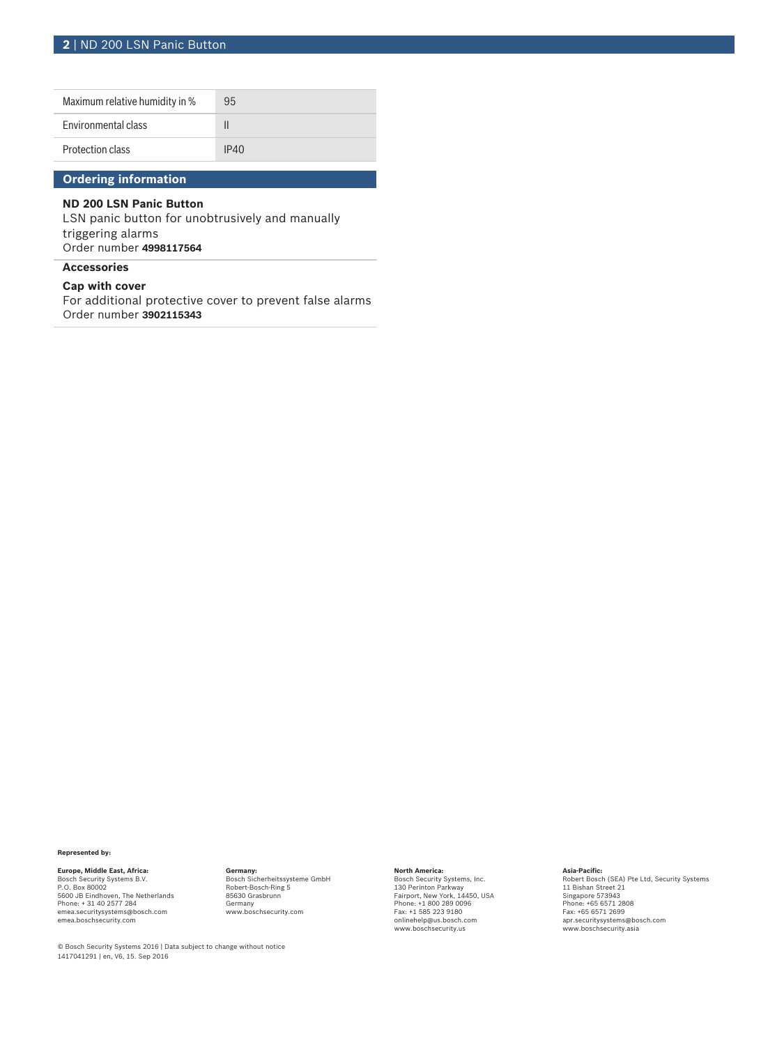| | |
|---|---|
| Maximum relative humidity in % | 95 |
| Environmental class | II |
| Protection class | IP40 |

## Ordering information

**ND 200 LSN Panic Button**
LSN panic button for unobtrusively and manually triggering alarms
Order number **4998117564**

**Accessories**

**Cap with cover**
For additional protective cover to prevent false alarms
Order number **3902115343**

**Represented by:**

**Europe, Middle East, Africa:**
Bosch Security Systems B.V.
P.O. Box 80002
5600 JB Eindhoven, The Netherlands
Phone: + 31 40 2577 284
emea.securitysystems@bosch.com
emea.boschsecurity.com

**Germany:**
Bosch Sicherheitssysteme GmbH
Robert-Bosch-Ring 5
85630 Grasbrunn
Germany
www.boschsecurity.com

**North America:**
Bosch Security Systems, Inc.
130 Perinton Parkway
Fairport, New York, 14450, USA
Phone: +1 800 289 0096
Fax: +1 585 223 9180
onlinehelp@us.bosch.com
www.boschsecurity.us

**Asia-Pacific:**
Robert Bosch (SEA) Pte Ltd, Security Systems
11 Bishan Street 21
Singapore 573943
Phone: +65 6571 2808
Fax: +65 6571 2699
apr.securitysystems@bosch.com
www.boschsecurity.asia

© Bosch Security Systems 2016 | Data subject to change without notice
1417041291 | en, V6, 15. Sep 2016